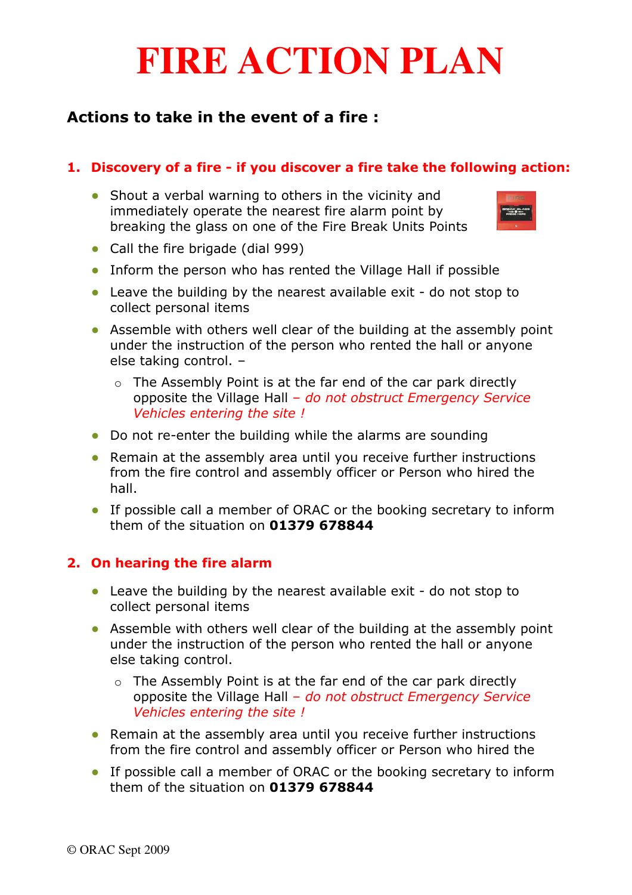# FIRE ACTION PLAN

## Actions to take in the event of a fire :

### 1. Discovery of a fire - if you discover a fire take the following action:

- Shout a verbal warning to others in the vicinity and immediately operate the nearest fire alarm point by breaking the glass on one of the Fire Break Units Points
- Call the fire brigade (dial 999)
- Inform the person who has rented the Village Hall if possible
- Leave the building by the nearest available exit - do not stop to collect personal items
- Assemble with others well clear of the building at the assembly point under the instruction of the person who rented the hall or anyone else taking control. –
  - The Assembly Point is at the far end of the car park directly opposite the Village Hall *– do not obstruct Emergency Service Vehicles entering the site !*
- Do not re-enter the building while the alarms are sounding
- Remain at the assembly area until you receive further instructions from the fire control and assembly officer or Person who hired the hall.
- If possible call a member of ORAC or the booking secretary to inform them of the situation on **01379 678844**

### 2. On hearing the fire alarm

- Leave the building by the nearest available exit - do not stop to collect personal items
- Assemble with others well clear of the building at the assembly point under the instruction of the person who rented the hall or anyone else taking control.
  - The Assembly Point is at the far end of the car park directly opposite the Village Hall *– do not obstruct Emergency Service Vehicles entering the site !*
- Remain at the assembly area until you receive further instructions from the fire control and assembly officer or Person who hired the
- If possible call a member of ORAC or the booking secretary to inform them of the situation on **01379 678844**

© ORAC Sept 2009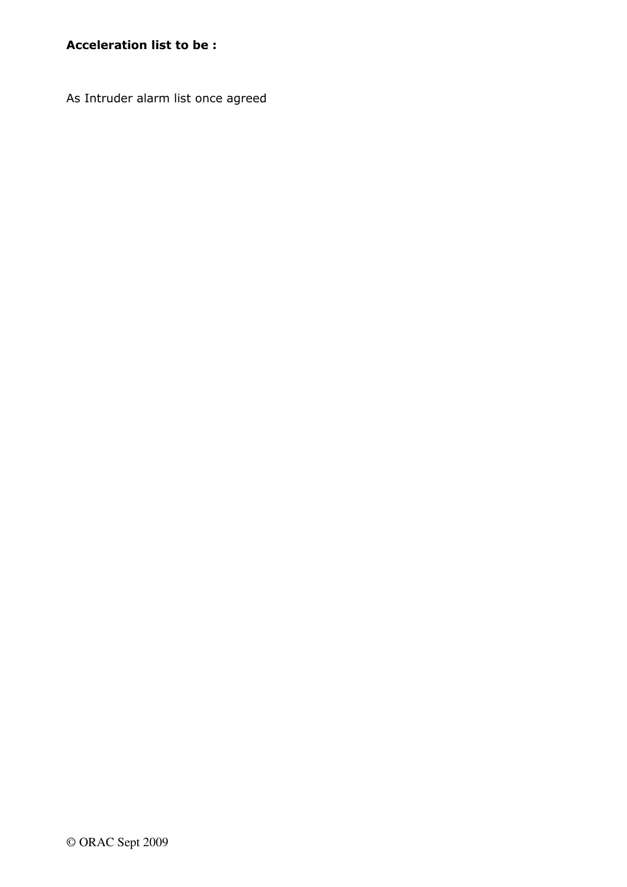**Acceleration list to be :**

As Intruder alarm list once agreed

© ORAC Sept 2009